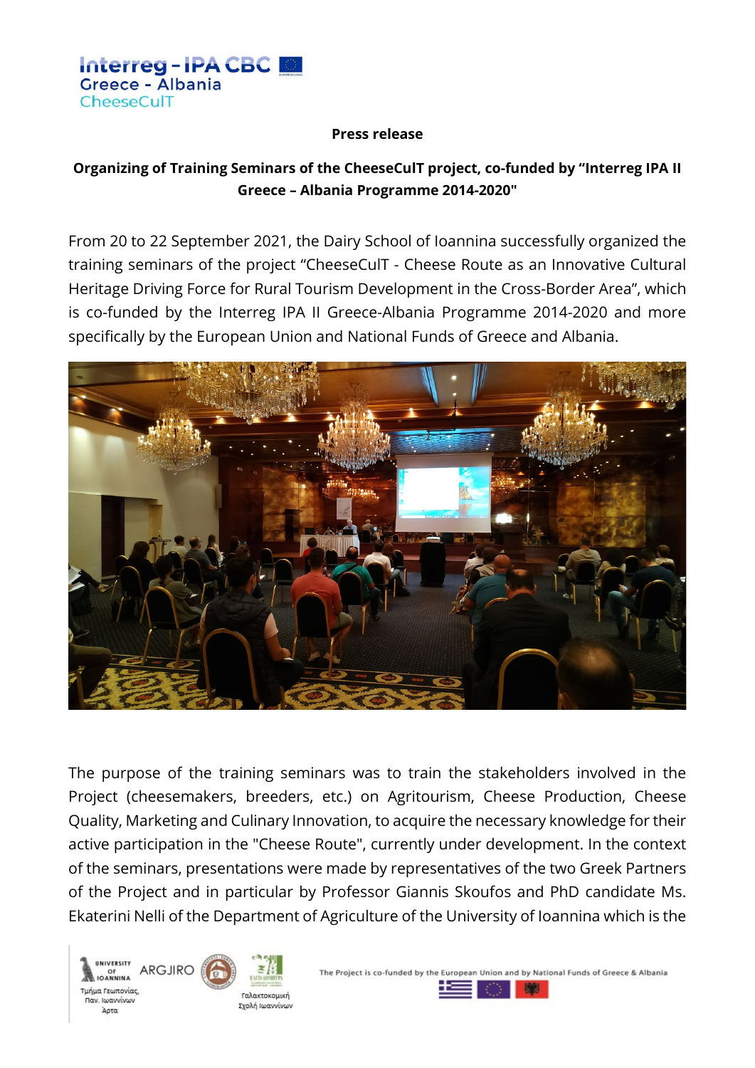**Press release**

**Organizing of Training Seminars of the CheeseCulT project, co-funded by "Interreg IPA II Greece – Albania Programme 2014-2020"**

From 20 to 22 September 2021, the Dairy School of Ioannina successfully organized the training seminars of the project "CheeseCulT - Cheese Route as an Innovative Cultural Heritage Driving Force for Rural Tourism Development in the Cross-Border Area", which is co-funded by the Interreg IPA II Greece-Albania Programme 2014-2020 and more specifically by the European Union and National Funds of Greece and Albania.

The purpose of the training seminars was to train the stakeholders involved in the Project (cheesemakers, breeders, etc.) on Agritourism, Cheese Production, Cheese Quality, Marketing and Culinary Innovation, to acquire the necessary knowledge for their active participation in the "Cheese Route", currently under development. In the context of the seminars, presentations were made by representatives of the two Greek Partners of the Project and in particular by Professor Giannis Skoufos and PhD candidate Ms. Ekaterini Nelli of the Department of Agriculture of the University of Ioannina which is the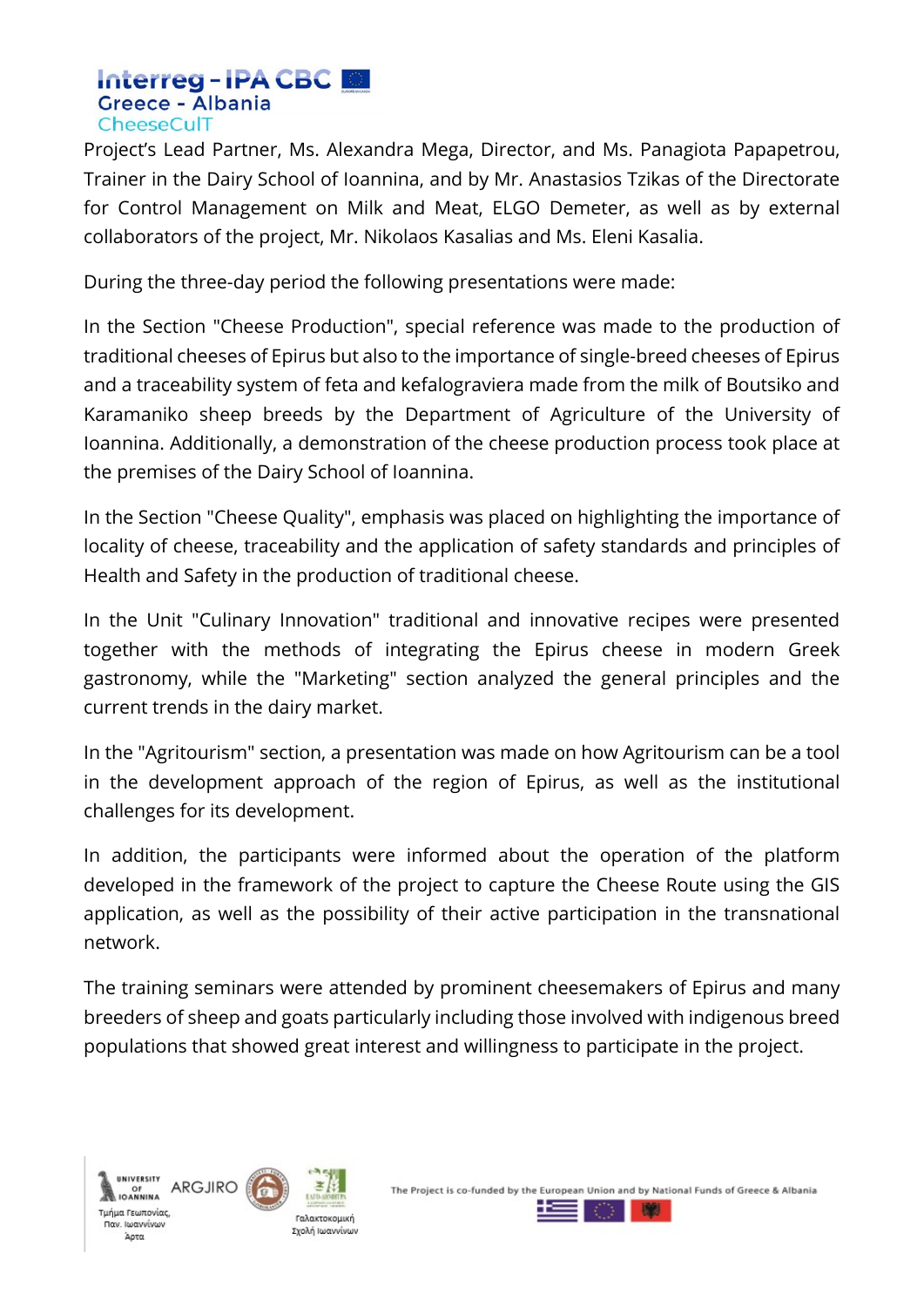Project's Lead Partner, Ms. Alexandra Mega, Director, and Ms. Panagiota Papapetrou, Trainer in the Dairy School of Ioannina, and by Mr. Anastasios Tzikas of the Directorate for Control Management on Milk and Meat, ELGO Demeter, as well as by external collaborators of the project, Mr. Nikolaos Kasalias and Ms. Eleni Kasalia.

During the three-day period the following presentations were made:

In the Section "Cheese Production", special reference was made to the production of traditional cheeses of Epirus but also to the importance of single-breed cheeses of Epirus and a traceability system of feta and kefalograviera made from the milk of Boutsiko and Karamaniko sheep breeds by the Department of Agriculture of the University of Ioannina. Additionally, a demonstration of the cheese production process took place at the premises of the Dairy School of Ioannina.

In the Section "Cheese Quality", emphasis was placed on highlighting the importance of locality of cheese, traceability and the application of safety standards and principles of Health and Safety in the production of traditional cheese.

In the Unit "Culinary Innovation" traditional and innovative recipes were presented together with the methods of integrating the Epirus cheese in modern Greek gastronomy, while the "Marketing" section analyzed the general principles and the current trends in the dairy market.

In the "Agritourism" section, a presentation was made on how Agritourism can be a tool in the development approach of the region of Epirus, as well as the institutional challenges for its development.

In addition, the participants were informed about the operation of the platform developed in the framework of the project to capture the Cheese Route using the GIS application, as well as the possibility of their active participation in the transnational network.

The training seminars were attended by prominent cheesemakers of Epirus and many breeders of sheep and goats particularly including those involved with indigenous breed populations that showed great interest and willingness to participate in the project.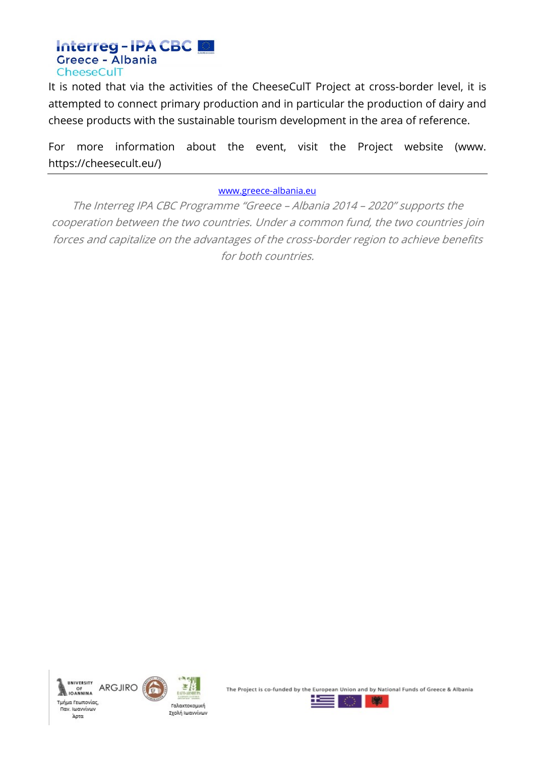It is noted that via the activities of the CheeseCulT Project at cross-border level, it is attempted to connect primary production and in particular the production of dairy and cheese products with the sustainable tourism development in the area of reference.

For more information about the event, visit the Project website (www. https://cheesecult.eu/)

---

www.greece-albania.eu

*The Interreg IPA CBC Programme "Greece – Albania 2014 – 2020" supports the cooperation between the two countries. Under a common fund, the two countries join forces and capitalize on the advantages of the cross-border region to achieve benefits for both countries.*